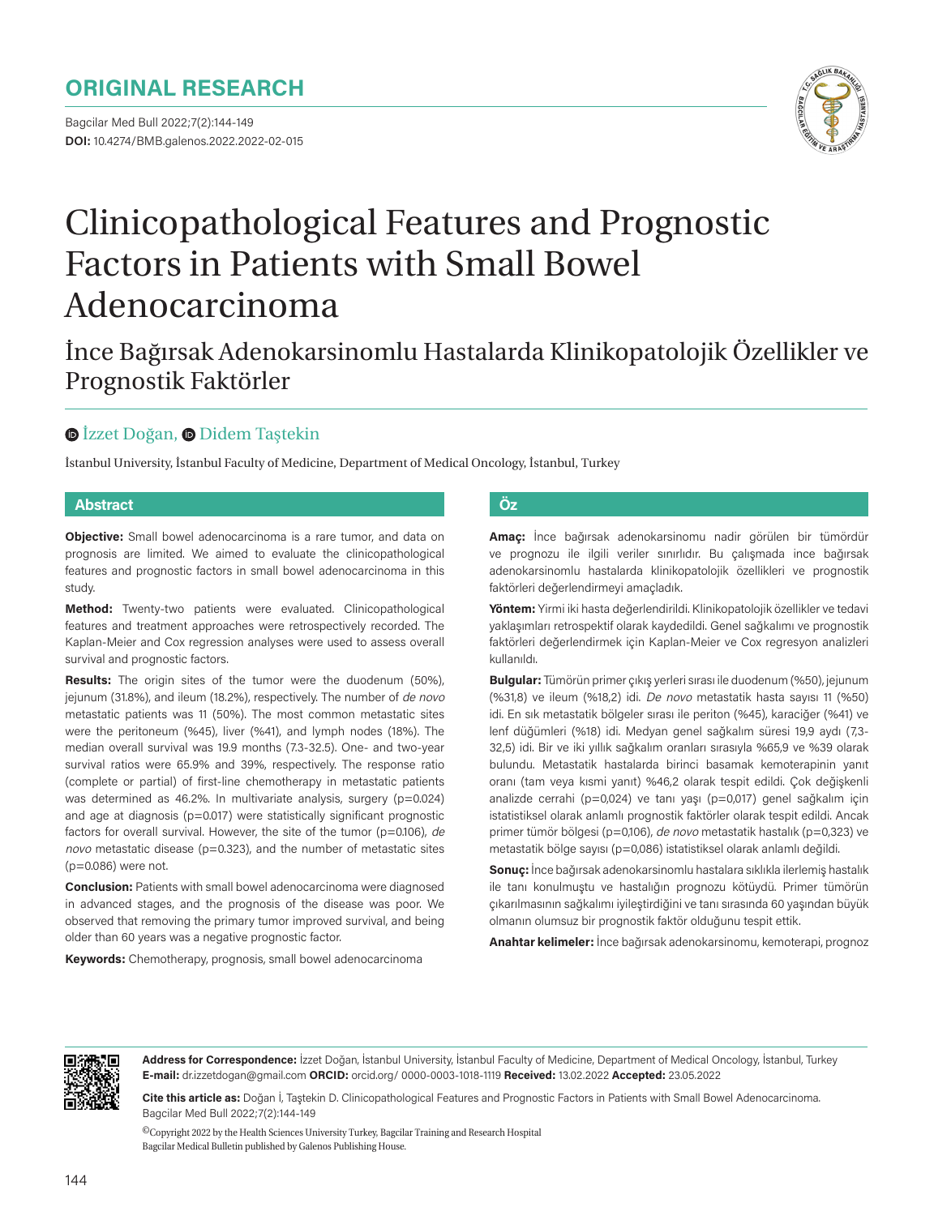ORIGINAL RESEARCH

DOI: 10.4274/BMB.galenos.2022.2022-02-015

# Clinicopathological Features and Prognostic Factors in Patients with Small Bowel Adenocarcinoma

## İnce Bağırsak Adenokarsinomlu Hastalarda Klinikopatolojik Özellikler ve Prognostik Faktörler

İzzet Doğan, Didem Taştekin

İstanbul University, İstanbul Faculty of Medicine, Department of Medical Oncology, İstanbul, Turkey

## Abstract

**Objective:** Small bowel adenocarcinoma is a rare tumor, and data on prognosis are limited. We aimed to evaluate the clinicopathological features and prognostic factors in small bowel adenocarcinoma in this study.

**Method:** Twenty-two patients were evaluated. Clinicopathological features and treatment approaches were retrospectively recorded. The Kaplan-Meier and Cox regression analyses were used to assess overall survival and prognostic factors.

**Results:** The origin sites of the tumor were the duodenum (50%), jejunum (31.8%), and ileum (18.2%), respectively. The number of *de novo* metastatic patients was 11 (50%). The most common metastatic sites were the peritoneum (%45), liver (%41), and lymph nodes (18%). The median overall survival was 19.9 months (7.3-32.5). One- and two-year survival ratios were 65.9% and 39%, respectively. The response ratio (complete or partial) of first-line chemotherapy in metastatic patients was determined as 46.2%. In multivariate analysis, surgery (p=0.024) and age at diagnosis (p=0.017) were statistically significant prognostic factors for overall survival. However, the site of the tumor (p=0.106), *de novo* metastatic disease (p=0.323), and the number of metastatic sites (p=0.086) were not.

**Conclusion:** Patients with small bowel adenocarcinoma were diagnosed in advanced stages, and the prognosis of the disease was poor. We observed that removing the primary tumor improved survival, and being older than 60 years was a negative prognostic factor.

**Keywords:** Chemotherapy, prognosis, small bowel adenocarcinoma

## Öz

**Amaç:** İnce bağırsak adenokarsinomu nadir görülen bir tümördür ve prognozu ile ilgili veriler sınırlıdır. Bu çalışmada ince bağırsak adenokarsinomlu hastalarda klinikopatolojik özellikleri ve prognostik faktörleri değerlendirmeyi amaçladık.

**Yöntem:** Yirmi iki hasta değerlendirildi. Klinikopatolojik özellikler ve tedavi yaklaşımları retrospektif olarak kaydedildi. Genel sağkalımı ve prognostik faktörleri değerlendirmek için Kaplan-Meier ve Cox regresyon analizleri kullanıldı.

**Bulgular:** Tümörün primer çıkış yerleri sırası ile duodenum (%50), jejunum (%31,8) ve ileum (%18,2) idi. *De novo* metastatik hasta sayısı 11 (%50) idi. En sık metastatik bölgeler sırası ile periton (%45), karaciğer (%41) ve lenf düğümleri (%18) idi. Medyan genel sağkalım süresi 19,9 aydı (7,3-32,5) idi. Bir ve iki yıllık sağkalım oranları sırasıyla %65,9 ve %39 olarak bulundu. Metastatik hastalarda birinci basamak kemoterapinin yanıt oranı (tam veya kısmi yanıt) %46,2 olarak tespit edildi. Çok değişkenli analizde cerrahi (p=0,024) ve tanı yaşı (p=0,017) genel sağkalım için istatistiksel olarak anlamlı prognostik faktörler olarak tespit edildi. Ancak primer tümör bölgesi (p=0,106), *de novo* metastatik hastalık (p=0,323) ve metastatik bölge sayısı (p=0,086) istatistiksel olarak anlamlı değildi.

**Sonuç:** İnce bağırsak adenokarsinomlu hastalara sıklıkla ilerlemiş hastalık ile tanı konulmuştu ve hastalığın prognozu kötüydü. Primer tümörün çıkarılmasının sağkalımı iyileştirdiğini ve tanı sırasında 60 yaşından büyük olmanın olumsuz bir prognostik faktör olduğunu tespit ettik.

**Anahtar kelimeler:** İnce bağırsak adenokarsinomu, kemoterapi, prognoz

**Address for Correspondence:** İzzet Doğan, İstanbul University, İstanbul Faculty of Medicine, Department of Medical Oncology, İstanbul, Turkey
**E-mail:** dr.izzetdogan@gmail.com **ORCID:** orcid.org/ 0000-0003-1018-1119 **Received:** 13.02.2022 **Accepted:** 23.05.2022

**Cite this article as:** Doğan İ, Taştekin D. Clinicopathological Features and Prognostic Factors in Patients with Small Bowel Adenocarcinoma. Bagcilar Med Bull 2022;7(2):144-149

©Copyright 2022 by the Health Sciences University Turkey, Bagcilar Training and Research Hospital
Bagcilar Medical Bulletin published by Galenos Publishing House.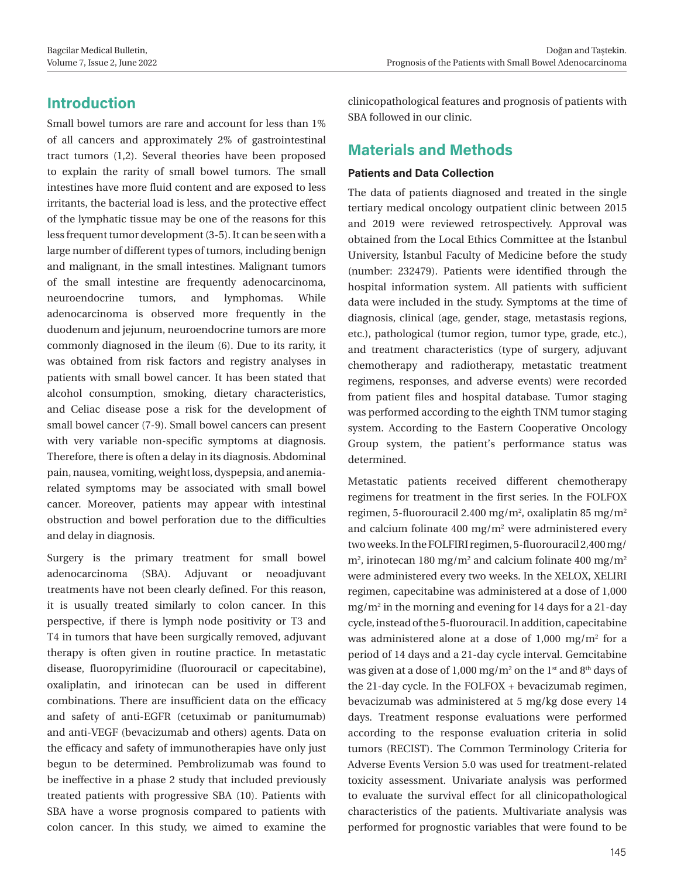## Introduction

Small bowel tumors are rare and account for less than 1% of all cancers and approximately 2% of gastrointestinal tract tumors (1,2). Several theories have been proposed to explain the rarity of small bowel tumors. The small intestines have more fluid content and are exposed to less irritants, the bacterial load is less, and the protective effect of the lymphatic tissue may be one of the reasons for this less frequent tumor development (3-5). It can be seen with a large number of different types of tumors, including benign and malignant, in the small intestines. Malignant tumors of the small intestine are frequently adenocarcinoma, neuroendocrine tumors, and lymphomas. While adenocarcinoma is observed more frequently in the duodenum and jejunum, neuroendocrine tumors are more commonly diagnosed in the ileum (6). Due to its rarity, it was obtained from risk factors and registry analyses in patients with small bowel cancer. It has been stated that alcohol consumption, smoking, dietary characteristics, and Celiac disease pose a risk for the development of small bowel cancer (7-9). Small bowel cancers can present with very variable non-specific symptoms at diagnosis. Therefore, there is often a delay in its diagnosis. Abdominal pain, nausea, vomiting, weight loss, dyspepsia, and anemia-related symptoms may be associated with small bowel cancer. Moreover, patients may appear with intestinal obstruction and bowel perforation due to the difficulties and delay in diagnosis.

Surgery is the primary treatment for small bowel adenocarcinoma (SBA). Adjuvant or neoadjuvant treatments have not been clearly defined. For this reason, it is usually treated similarly to colon cancer. In this perspective, if there is lymph node positivity or T3 and T4 in tumors that have been surgically removed, adjuvant therapy is often given in routine practice. In metastatic disease, fluoropyrimidine (fluorouracil or capecitabine), oxaliplatin, and irinotecan can be used in different combinations. There are insufficient data on the efficacy and safety of anti-EGFR (cetuximab or panitumumab) and anti-VEGF (bevacizumab and others) agents. Data on the efficacy and safety of immunotherapies have only just begun to be determined. Pembrolizumab was found to be ineffective in a phase 2 study that included previously treated patients with progressive SBA (10). Patients with SBA have a worse prognosis compared to patients with colon cancer. In this study, we aimed to examine the clinicopathological features and prognosis of patients with SBA followed in our clinic.

## Materials and Methods

### Patients and Data Collection

The data of patients diagnosed and treated in the single tertiary medical oncology outpatient clinic between 2015 and 2019 were reviewed retrospectively. Approval was obtained from the Local Ethics Committee at the İstanbul University, İstanbul Faculty of Medicine before the study (number: 232479). Patients were identified through the hospital information system. All patients with sufficient data were included in the study. Symptoms at the time of diagnosis, clinical (age, gender, stage, metastasis regions, etc.), pathological (tumor region, tumor type, grade, etc.), and treatment characteristics (type of surgery, adjuvant chemotherapy and radiotherapy, metastatic treatment regimens, responses, and adverse events) were recorded from patient files and hospital database. Tumor staging was performed according to the eighth TNM tumor staging system. According to the Eastern Cooperative Oncology Group system, the patient's performance status was determined.

Metastatic patients received different chemotherapy regimens for treatment in the first series. In the FOLFOX regimen, 5-fluorouracil 2.400 mg/m$^2$, oxaliplatin 85 mg/m$^2$ and calcium folinate 400 mg/m$^2$ were administered every two weeks. In the FOLFIRI regimen, 5-fluorouracil 2,400 mg/m$^2$, irinotecan 180 mg/m$^2$ and calcium folinate 400 mg/m$^2$ were administered every two weeks. In the XELOX, XELIRI regimen, capecitabine was administered at a dose of 1,000 mg/m$^2$ in the morning and evening for 14 days for a 21-day cycle, instead of the 5-fluorouracil. In addition, capecitabine was administered alone at a dose of 1,000 mg/m$^2$ for a period of 14 days and a 21-day cycle interval. Gemcitabine was given at a dose of 1,000 mg/m$^2$ on the 1$^{st}$ and 8$^{th}$ days of the 21-day cycle. In the FOLFOX + bevacizumab regimen, bevacizumab was administered at 5 mg/kg dose every 14 days. Treatment response evaluations were performed according to the response evaluation criteria in solid tumors (RECIST). The Common Terminology Criteria for Adverse Events Version 5.0 was used for treatment-related toxicity assessment. Univariate analysis was performed to evaluate the survival effect for all clinicopathological characteristics of the patients. Multivariate analysis was performed for prognostic variables that were found to be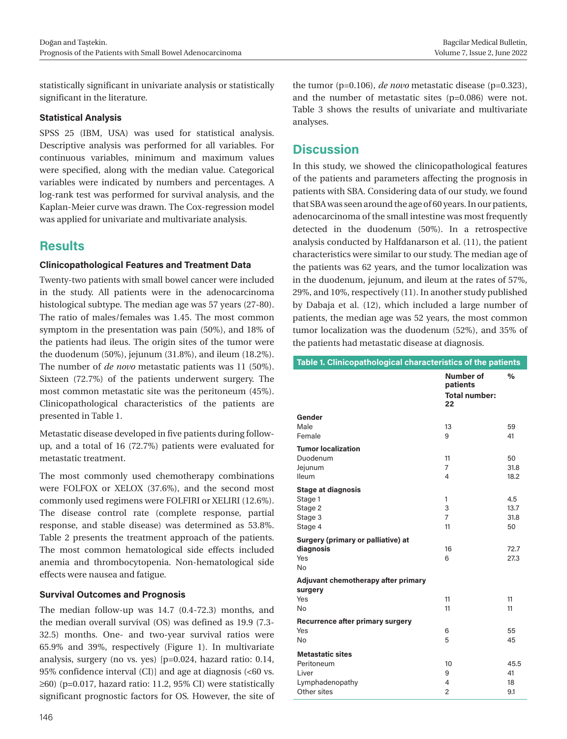statistically significant in univariate analysis or statistically significant in the literature.

### Statistical Analysis

SPSS 25 (IBM, USA) was used for statistical analysis. Descriptive analysis was performed for all variables. For continuous variables, minimum and maximum values were specified, along with the median value. Categorical variables were indicated by numbers and percentages. A log-rank test was performed for survival analysis, and the Kaplan-Meier curve was drawn. The Cox-regression model was applied for univariate and multivariate analysis.

## Results

### Clinicopathological Features and Treatment Data

Twenty-two patients with small bowel cancer were included in the study. All patients were in the adenocarcinoma histological subtype. The median age was 57 years (27-80). The ratio of males/females was 1.45. The most common symptom in the presentation was pain (50%), and 18% of the patients had ileus. The origin sites of the tumor were the duodenum (50%), jejunum (31.8%), and ileum (18.2%). The number of *de novo* metastatic patients was 11 (50%). Sixteen (72.7%) of the patients underwent surgery. The most common metastatic site was the peritoneum (45%). Clinicopathological characteristics of the patients are presented in Table 1.

Metastatic disease developed in five patients during follow-up, and a total of 16 (72.7%) patients were evaluated for metastatic treatment.

The most commonly used chemotherapy combinations were FOLFOX or XELOX (37.6%), and the second most commonly used regimens were FOLFIRI or XELIRI (12.6%). The disease control rate (complete response, partial response, and stable disease) was determined as 53.8%. Table 2 presents the treatment approach of the patients. The most common hematological side effects included anemia and thrombocytopenia. Non-hematological side effects were nausea and fatigue.

### Survival Outcomes and Prognosis

The median follow-up was 14.7 (0.4-72.3) months, and the median overall survival (OS) was defined as 19.9 (7.3-32.5) months. One- and two-year survival ratios were 65.9% and 39%, respectively (Figure 1). In multivariate analysis, surgery (no vs. yes) [p=0.024, hazard ratio: 0.14, 95% confidence interval (CI)] and age at diagnosis (<60 vs. ≥60) (p=0.017, hazard ratio: 11.2, 95% CI) were statistically significant prognostic factors for OS. However, the site of the tumor (p=0.106), *de novo* metastatic disease (p=0.323), and the number of metastatic sites (p=0.086) were not. Table 3 shows the results of univariate and multivariate analyses.

## Discussion

In this study, we showed the clinicopathological features of the patients and parameters affecting the prognosis in patients with SBA. Considering data of our study, we found that SBA was seen around the age of 60 years. In our patients, adenocarcinoma of the small intestine was most frequently detected in the duodenum (50%). In a retrospective analysis conducted by Halfdanarson et al. (11), the patient characteristics were similar to our study. The median age of the patients was 62 years, and the tumor localization was in the duodenum, jejunum, and ileum at the rates of 57%, 29%, and 10%, respectively (11). In another study published by Dabaja et al. (12), which included a large number of patients, the median age was 52 years, the most common tumor localization was the duodenum (52%), and 35% of the patients had metastatic disease at diagnosis.

**Table 1. Clinicopathological characteristics of the patients**

| | Number of patients<br>Total number: 22 | % |
|---|---|---|
| **Gender** | | |
| Male | 13 | 59 |
| Female | 9 | 41 |
| **Tumor localization** | | |
| Duodenum | 11 | 50 |
| Jejunum | 7 | 31.8 |
| Ileum | 4 | 18.2 |
| **Stage at diagnosis** | | |
| Stage 1 | 1 | 4.5 |
| Stage 2 | 3 | 13.7 |
| Stage 3 | 7 | 31.8 |
| Stage 4 | 11 | 50 |
| **Surgery (primary or palliative) at diagnosis** | 16 | 72.7 |
| Yes | 6 | 27.3 |
| No | | |
| **Adjuvant chemotherapy after primary surgery** | | |
| Yes | 11 | 11 |
| No | 11 | 11 |
| **Recurrence after primary surgery** | | |
| Yes | 6 | 55 |
| No | 5 | 45 |
| **Metastatic sites** | | |
| Peritoneum | 10 | 45.5 |
| Liver | 9 | 41 |
| Lymphadenopathy | 4 | 18 |
| Other sites | 2 | 9.1 |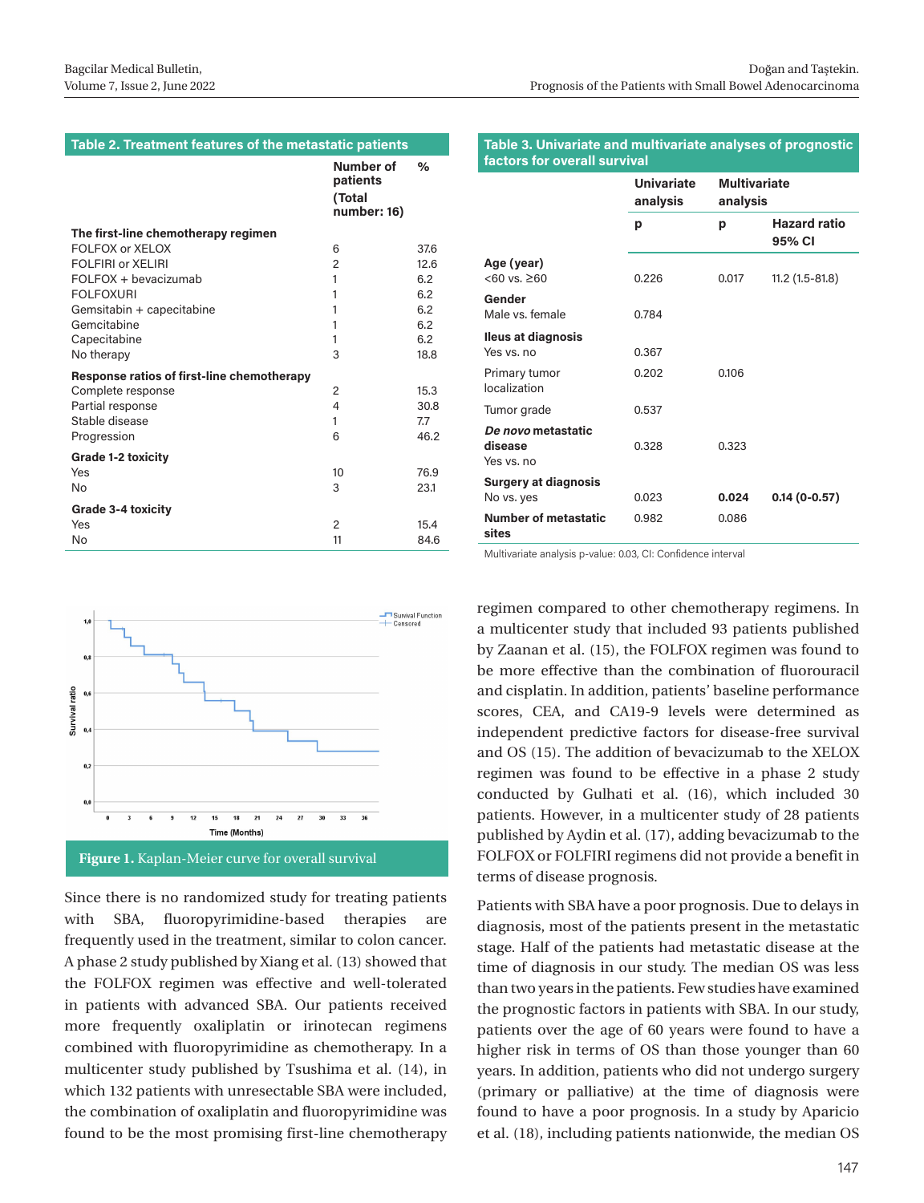**Table 2. Treatment features of the metastatic patients**

| | Number of patients (Total number: 16) | % |
|---|---|---|
| **The first-line chemotherapy regimen** | | |
| FOLFOX or XELOX | 6 | 37.6 |
| FOLFIRI or XELIRI | 2 | 12.6 |
| FOLFOX + bevacizumab | 1 | 6.2 |
| FOLFOXURI | 1 | 6.2 |
| Gemsitabin + capecitabine | 1 | 6.2 |
| Gemcitabine | 1 | 6.2 |
| Capecitabine | 1 | 6.2 |
| No therapy | 3 | 18.8 |
| **Response ratios of first-line chemotherapy** | | |
| Complete response | 2 | 15.3 |
| Partial response | 4 | 30.8 |
| Stable disease | 1 | 7.7 |
| Progression | 6 | 46.2 |
| **Grade 1-2 toxicity** | | |
| Yes | 10 | 76.9 |
| No | 3 | 23.1 |
| **Grade 3-4 toxicity** | | |
| Yes | 2 | 15.4 |
| No | 11 | 84.6 |

**Table 3. Univariate and multivariate analyses of prognostic factors for overall survival**

| | Univariate analysis | Multivariate analysis | |
|---|---|---|---|
| | p | p | Hazard ratio 95% CI |
| **Age (year)** <60 vs. ≥60 | 0.226 | 0.017 | 11.2 (1.5-81.8) |
| **Gender** Male vs. female | 0.784 | | |
| **Ileus at diagnosis** Yes vs. no | 0.367 | | |
| Primary tumor localization | 0.202 | 0.106 | |
| Tumor grade | 0.537 | | |
| ***De novo* metastatic disease** Yes vs. no | 0.328 | 0.323 | |
| **Surgery at diagnosis** No vs. yes | 0.023 | **0.024** | **0.14 (0-0.57)** |
| **Number of metastatic sites** | 0.982 | 0.086 | |

Multivariate analysis p-value: 0.03, CI: Confidence interval

**Figure 1.** Kaplan-Meier curve for overall survival

Since there is no randomized study for treating patients with SBA, fluoropyrimidine-based therapies are frequently used in the treatment, similar to colon cancer. A phase 2 study published by Xiang et al. (13) showed that the FOLFOX regimen was effective and well-tolerated in patients with advanced SBA. Our patients received more frequently oxaliplatin or irinotecan regimens combined with fluoropyrimidine as chemotherapy. In a multicenter study published by Tsushima et al. (14), in which 132 patients with unresectable SBA were included, the combination of oxaliplatin and fluoropyrimidine was found to be the most promising first-line chemotherapy regimen compared to other chemotherapy regimens. In a multicenter study that included 93 patients published by Zaanan et al. (15), the FOLFOX regimen was found to be more effective than the combination of fluorouracil and cisplatin. In addition, patients' baseline performance scores, CEA, and CA19-9 levels were determined as independent predictive factors for disease-free survival and OS (15). The addition of bevacizumab to the XELOX regimen was found to be effective in a phase 2 study conducted by Gulhati et al. (16), which included 30 patients. However, in a multicenter study of 28 patients published by Aydin et al. (17), adding bevacizumab to the FOLFOX or FOLFIRI regimens did not provide a benefit in terms of disease prognosis.

Patients with SBA have a poor prognosis. Due to delays in diagnosis, most of the patients present in the metastatic stage. Half of the patients had metastatic disease at the time of diagnosis in our study. The median OS was less than two years in the patients. Few studies have examined the prognostic factors in patients with SBA. In our study, patients over the age of 60 years were found to have a higher risk in terms of OS than those younger than 60 years. In addition, patients who did not undergo surgery (primary or palliative) at the time of diagnosis were found to have a poor prognosis. In a study by Aparicio et al. (18), including patients nationwide, the median OS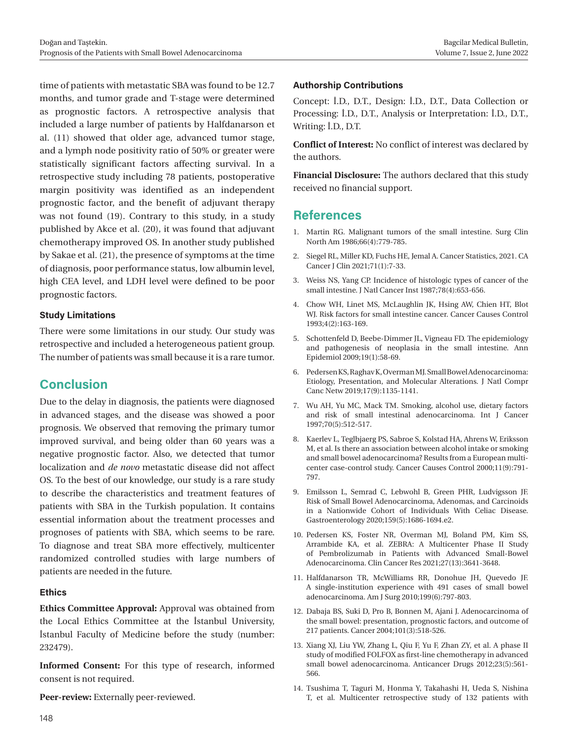time of patients with metastatic SBA was found to be 12.7 months, and tumor grade and T-stage were determined as prognostic factors. A retrospective analysis that included a large number of patients by Halfdanarson et al. (11) showed that older age, advanced tumor stage, and a lymph node positivity ratio of 50% or greater were statistically significant factors affecting survival. In a retrospective study including 78 patients, postoperative margin positivity was identified as an independent prognostic factor, and the benefit of adjuvant therapy was not found (19). Contrary to this study, in a study published by Akce et al. (20), it was found that adjuvant chemotherapy improved OS. In another study published by Sakae et al. (21), the presence of symptoms at the time of diagnosis, poor performance status, low albumin level, high CEA level, and LDH level were defined to be poor prognostic factors.

### Study Limitations

There were some limitations in our study. Our study was retrospective and included a heterogeneous patient group. The number of patients was small because it is a rare tumor.

## Conclusion

Due to the delay in diagnosis, the patients were diagnosed in advanced stages, and the disease was showed a poor prognosis. We observed that removing the primary tumor improved survival, and being older than 60 years was a negative prognostic factor. Also, we detected that tumor localization and *de novo* metastatic disease did not affect OS. To the best of our knowledge, our study is a rare study to describe the characteristics and treatment features of patients with SBA in the Turkish population. It contains essential information about the treatment processes and prognoses of patients with SBA, which seems to be rare. To diagnose and treat SBA more effectively, multicenter randomized controlled studies with large numbers of patients are needed in the future.

### Ethics

**Ethics Committee Approval:** Approval was obtained from the Local Ethics Committee at the İstanbul University, İstanbul Faculty of Medicine before the study (number: 232479).

**Informed Consent:** For this type of research, informed consent is not required.

**Peer-review:** Externally peer-reviewed.

### Authorship Contributions

Concept: İ.D., D.T., Design: İ.D., D.T., Data Collection or Processing: İ.D., D.T., Analysis or Interpretation: İ.D., D.T., Writing: İ.D., D.T.

**Conflict of Interest:** No conflict of interest was declared by the authors.

**Financial Disclosure:** The authors declared that this study received no financial support.

## References

1. Martin RG. Malignant tumors of the small intestine. Surg Clin North Am 1986;66(4):779-785.
2. Siegel RL, Miller KD, Fuchs HE, Jemal A. Cancer Statistics, 2021. CA Cancer J Clin 2021;71(1):7-33.
3. Weiss NS, Yang CP. Incidence of histologic types of cancer of the small intestine. J Natl Cancer Inst 1987;78(4):653-656.
4. Chow WH, Linet MS, McLaughlin JK, Hsing AW, Chien HT, Blot WJ. Risk factors for small intestine cancer. Cancer Causes Control 1993;4(2):163-169.
5. Schottenfeld D, Beebe-Dimmer JL, Vigneau FD. The epidemiology and pathogenesis of neoplasia in the small intestine. Ann Epidemiol 2009;19(1):58-69.
6. Pedersen KS, Raghav K, Overman MJ. Small Bowel Adenocarcinoma: Etiology, Presentation, and Molecular Alterations. J Natl Compr Canc Netw 2019;17(9):1135-1141.
7. Wu AH, Yu MC, Mack TM. Smoking, alcohol use, dietary factors and risk of small intestinal adenocarcinoma. Int J Cancer 1997;70(5):512-517.
8. Kaerlev L, Teglbjaerg PS, Sabroe S, Kolstad HA, Ahrens W, Eriksson M, et al. Is there an association between alcohol intake or smoking and small bowel adenocarcinoma? Results from a European multi-center case-control study. Cancer Causes Control 2000;11(9):791-797.
9. Emilsson L, Semrad C, Lebwohl B, Green PHR, Ludvigsson JF. Risk of Small Bowel Adenocarcinoma, Adenomas, and Carcinoids in a Nationwide Cohort of Individuals With Celiac Disease. Gastroenterology 2020;159(5):1686-1694.e2.
10. Pedersen KS, Foster NR, Overman MJ, Boland PM, Kim SS, Arrambide KA, et al. ZEBRA: A Multicenter Phase II Study of Pembrolizumab in Patients with Advanced Small-Bowel Adenocarcinoma. Clin Cancer Res 2021;27(13):3641-3648.
11. Halfdanarson TR, McWilliams RR, Donohue JH, Quevedo JF. A single-institution experience with 491 cases of small bowel adenocarcinoma. Am J Surg 2010;199(6):797-803.
12. Dabaja BS, Suki D, Pro B, Bonnen M, Ajani J. Adenocarcinoma of the small bowel: presentation, prognostic factors, and outcome of 217 patients. Cancer 2004;101(3):518-526.
13. Xiang XJ, Liu YW, Zhang L, Qiu F, Yu F, Zhan ZY, et al. A phase II study of modified FOLFOX as first-line chemotherapy in advanced small bowel adenocarcinoma. Anticancer Drugs 2012;23(5):561-566.
14. Tsushima T, Taguri M, Honma Y, Takahashi H, Ueda S, Nishina T, et al. Multicenter retrospective study of 132 patients with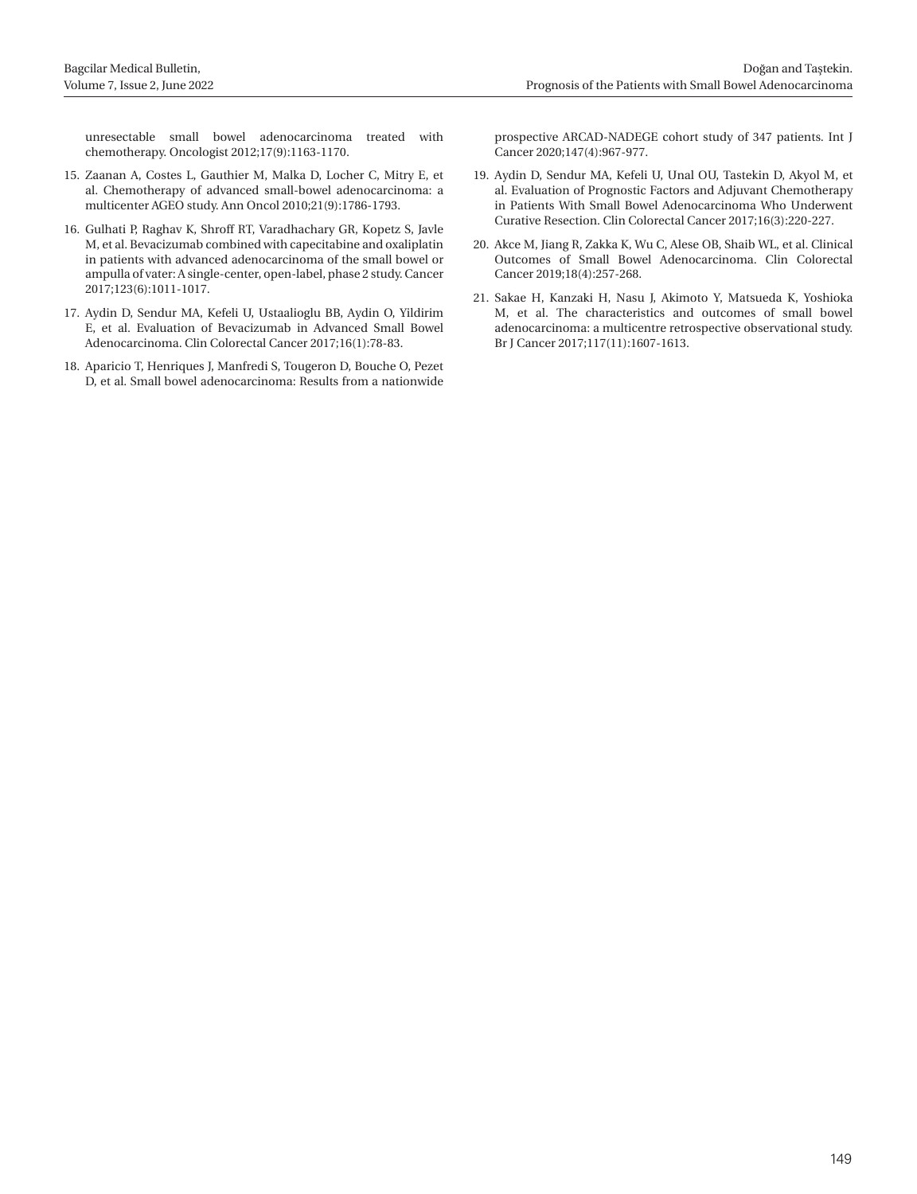unresectable small bowel adenocarcinoma treated with chemotherapy. Oncologist 2012;17(9):1163-1170.

15. Zaanan A, Costes L, Gauthier M, Malka D, Locher C, Mitry E, et al. Chemotherapy of advanced small-bowel adenocarcinoma: a multicenter AGEO study. Ann Oncol 2010;21(9):1786-1793.

16. Gulhati P, Raghav K, Shroff RT, Varadhachary GR, Kopetz S, Javle M, et al. Bevacizumab combined with capecitabine and oxaliplatin in patients with advanced adenocarcinoma of the small bowel or ampulla of vater: A single-center, open-label, phase 2 study. Cancer 2017;123(6):1011-1017.

17. Aydin D, Sendur MA, Kefeli U, Ustaalioglu BB, Aydin O, Yildirim E, et al. Evaluation of Bevacizumab in Advanced Small Bowel Adenocarcinoma. Clin Colorectal Cancer 2017;16(1):78-83.

18. Aparicio T, Henriques J, Manfredi S, Tougeron D, Bouche O, Pezet D, et al. Small bowel adenocarcinoma: Results from a nationwide prospective ARCAD-NADEGE cohort study of 347 patients. Int J Cancer 2020;147(4):967-977.

19. Aydin D, Sendur MA, Kefeli U, Unal OU, Tastekin D, Akyol M, et al. Evaluation of Prognostic Factors and Adjuvant Chemotherapy in Patients With Small Bowel Adenocarcinoma Who Underwent Curative Resection. Clin Colorectal Cancer 2017;16(3):220-227.

20. Akce M, Jiang R, Zakka K, Wu C, Alese OB, Shaib WL, et al. Clinical Outcomes of Small Bowel Adenocarcinoma. Clin Colorectal Cancer 2019;18(4):257-268.

21. Sakae H, Kanzaki H, Nasu J, Akimoto Y, Matsueda K, Yoshioka M, et al. The characteristics and outcomes of small bowel adenocarcinoma: a multicentre retrospective observational study. Br J Cancer 2017;117(11):1607-1613.